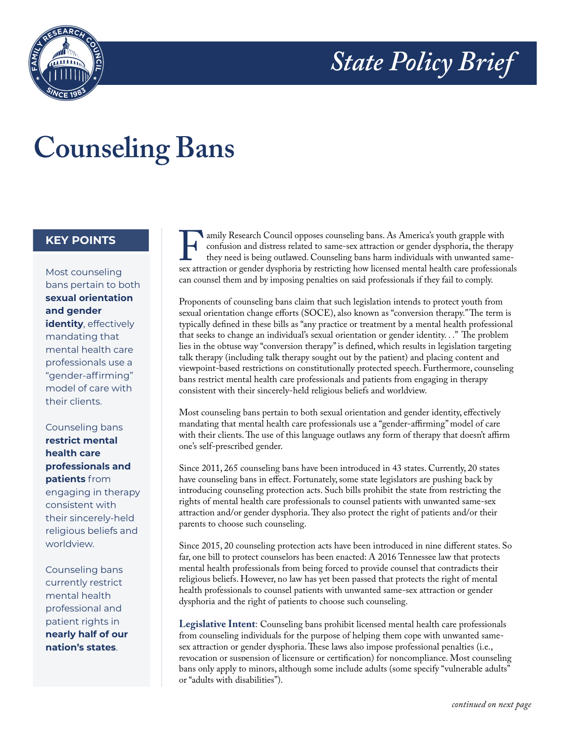*State Policy Brief*

# Counseling Bans

## KEY POINTS

Most counseling bans pertain to both **sexual orientation and gender identity**, effectively mandating that mental health care professionals use a "gender-affirming" model of care with their clients.

Counseling bans **restrict mental health care professionals and patients** from engaging in therapy consistent with their sincerely-held religious beliefs and worldview.

Counseling bans currently restrict mental health professional and patient rights in **nearly half of our nation's states**.

Family Research Council opposes counseling bans. As America's youth grapple with confusion and distress related to same-sex attraction or gender dysphoria, the therapy they need is being outlawed. Counseling bans harm individuals with unwanted same-sex attraction or gender dysphoria by restricting how licensed mental health care professionals can counsel them and by imposing penalties on said professionals if they fail to comply.

Proponents of counseling bans claim that such legislation intends to protect youth from sexual orientation change efforts (SOCE), also known as "conversion therapy." The term is typically defined in these bills as "any practice or treatment by a mental health professional that seeks to change an individual's sexual orientation or gender identity. . ." The problem lies in the obtuse way "conversion therapy" is defined, which results in legislation targeting talk therapy (including talk therapy sought out by the patient) and placing content and viewpoint-based restrictions on constitutionally protected speech. Furthermore, counseling bans restrict mental health care professionals and patients from engaging in therapy consistent with their sincerely-held religious beliefs and worldview.

Most counseling bans pertain to both sexual orientation and gender identity, effectively mandating that mental health care professionals use a "gender-affirming" model of care with their clients. The use of this language outlaws any form of therapy that doesn't affirm one's self-prescribed gender.

Since 2011, 265 counseling bans have been introduced in 43 states. Currently, 20 states have counseling bans in effect. Fortunately, some state legislators are pushing back by introducing counseling protection acts. Such bills prohibit the state from restricting the rights of mental health care professionals to counsel patients with unwanted same-sex attraction and/or gender dysphoria. They also protect the right of patients and/or their parents to choose such counseling.

Since 2015, 20 counseling protection acts have been introduced in nine different states. So far, one bill to protect counselors has been enacted: A 2016 Tennessee law that protects mental health professionals from being forced to provide counsel that contradicts their religious beliefs. However, no law has yet been passed that protects the right of mental health professionals to counsel patients with unwanted same-sex attraction or gender dysphoria and the right of patients to choose such counseling.

**Legislative Intent**: Counseling bans prohibit licensed mental health care professionals from counseling individuals for the purpose of helping them cope with unwanted same-sex attraction or gender dysphoria. These laws also impose professional penalties (i.e., revocation or suspension of licensure or certification) for noncompliance. Most counseling bans only apply to minors, although some include adults (some specify "vulnerable adults" or "adults with disabilities").

*continued on next page*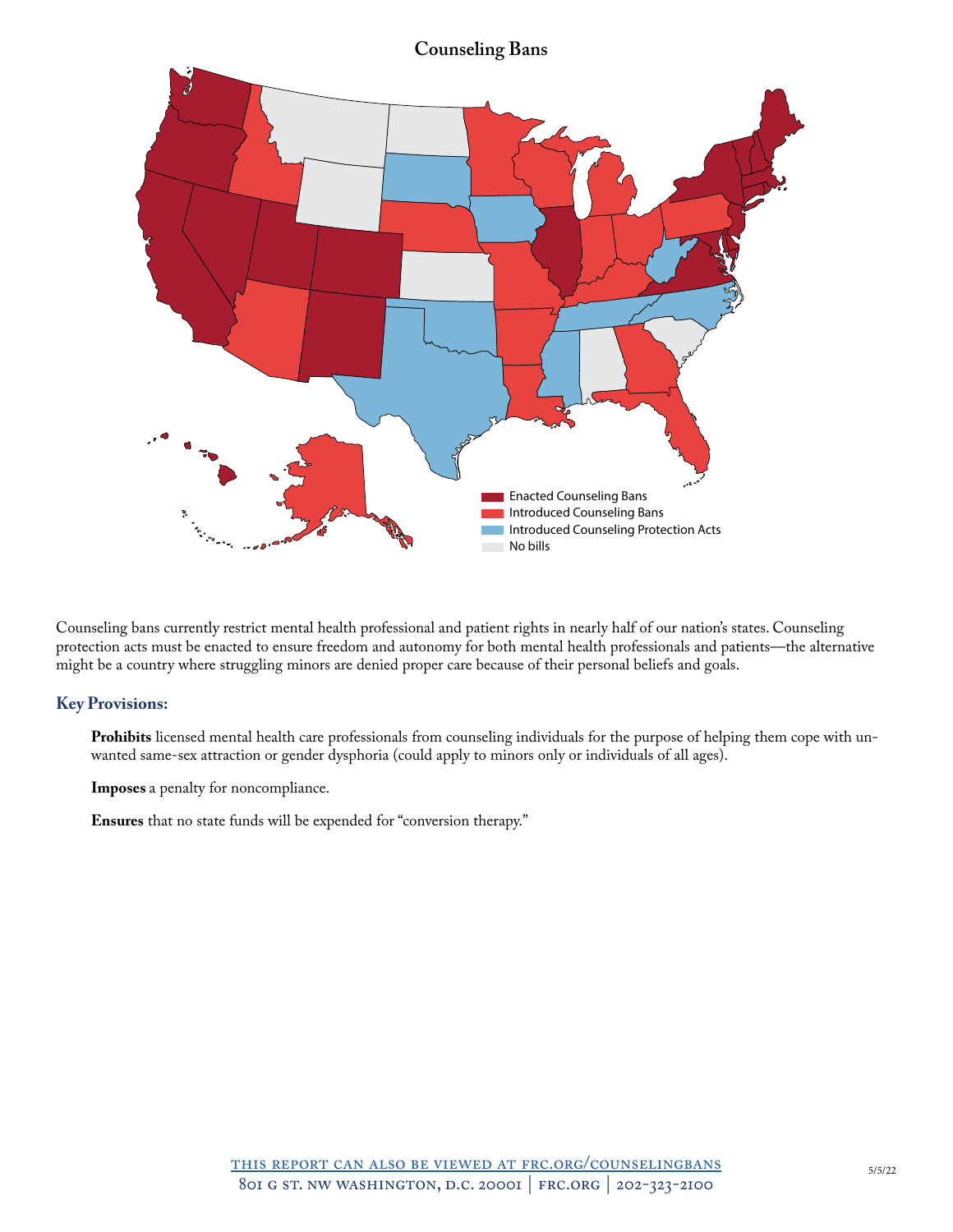## Counseling Bans

Enacted Counseling Bans
Introduced Counseling Bans
Introduced Counseling Protection Acts
No bills

Counseling bans currently restrict mental health professional and patient rights in nearly half of our nation's states. Counseling protection acts must be enacted to ensure freedom and autonomy for both mental health professionals and patients—the alternative might be a country where struggling minors are denied proper care because of their personal beliefs and goals.

### Key Provisions:

**Prohibits** licensed mental health care professionals from counseling individuals for the purpose of helping them cope with unwanted same-sex attraction or gender dysphoria (could apply to minors only or individuals of all ages).

**Imposes** a penalty for noncompliance.

**Ensures** that no state funds will be expended for "conversion therapy."

THIS REPORT CAN ALSO BE VIEWED AT FRC.ORG/COUNSELINGBANS
801 G ST. NW WASHINGTON, D.C. 20001 | FRC.ORG | 202-323-2100

5/5/22